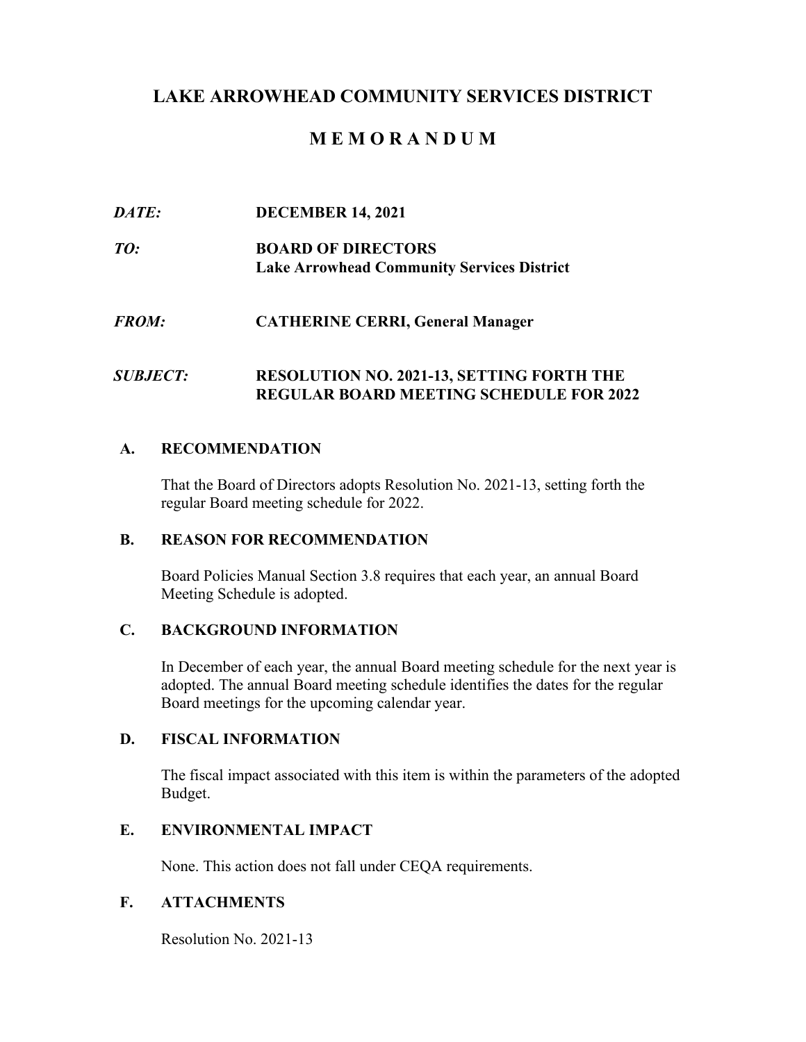# LAKE ARROWHEAD COMMUNITY SERVICES DISTRICT

## M E M O R A N D U M

***DATE:*** **DECEMBER 14, 2021**

***TO:*** **BOARD OF DIRECTORS**
**Lake Arrowhead Community Services District**

***FROM:*** **CATHERINE CERRI, General Manager**

***SUBJECT:*** **RESOLUTION NO. 2021-13, SETTING FORTH THE REGULAR BOARD MEETING SCHEDULE FOR 2022**

### A. RECOMMENDATION

That the Board of Directors adopts Resolution No. 2021-13, setting forth the regular Board meeting schedule for 2022.

### B. REASON FOR RECOMMENDATION

Board Policies Manual Section 3.8 requires that each year, an annual Board Meeting Schedule is adopted.

### C. BACKGROUND INFORMATION

In December of each year, the annual Board meeting schedule for the next year is adopted. The annual Board meeting schedule identifies the dates for the regular Board meetings for the upcoming calendar year.

### D. FISCAL INFORMATION

The fiscal impact associated with this item is within the parameters of the adopted Budget.

### E. ENVIRONMENTAL IMPACT

None. This action does not fall under CEQA requirements.

### F. ATTACHMENTS

Resolution No. 2021-13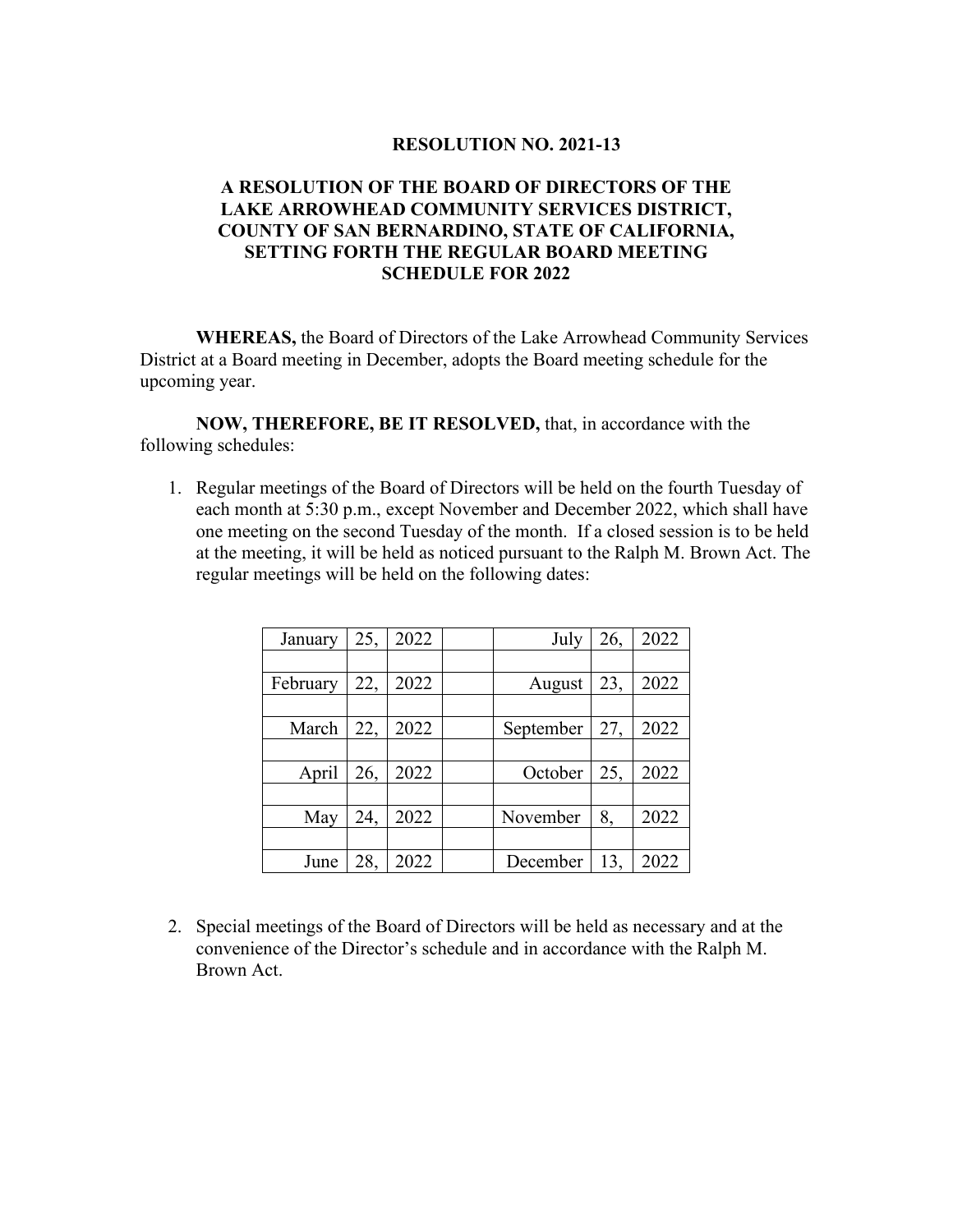**RESOLUTION NO. 2021-13**

**A RESOLUTION OF THE BOARD OF DIRECTORS OF THE LAKE ARROWHEAD COMMUNITY SERVICES DISTRICT, COUNTY OF SAN BERNARDINO, STATE OF CALIFORNIA, SETTING FORTH THE REGULAR BOARD MEETING SCHEDULE FOR 2022**

**WHEREAS,** the Board of Directors of the Lake Arrowhead Community Services District at a Board meeting in December, adopts the Board meeting schedule for the upcoming year.

**NOW, THEREFORE, BE IT RESOLVED,** that, in accordance with the following schedules:

1. Regular meetings of the Board of Directors will be held on the fourth Tuesday of each month at 5:30 p.m., except November and December 2022, which shall have one meeting on the second Tuesday of the month. If a closed session is to be held at the meeting, it will be held as noticed pursuant to the Ralph M. Brown Act. The regular meetings will be held on the following dates:

| | | | | | | |
|---|---|---|---|---|---|---|
| January | 25, | 2022 | | July | 26, | 2022 |
| February | 22, | 2022 | | August | 23, | 2022 |
| March | 22, | 2022 | | September | 27, | 2022 |
| April | 26, | 2022 | | October | 25, | 2022 |
| May | 24, | 2022 | | November | 8, | 2022 |
| June | 28, | 2022 | | December | 13, | 2022 |

2. Special meetings of the Board of Directors will be held as necessary and at the convenience of the Director's schedule and in accordance with the Ralph M. Brown Act.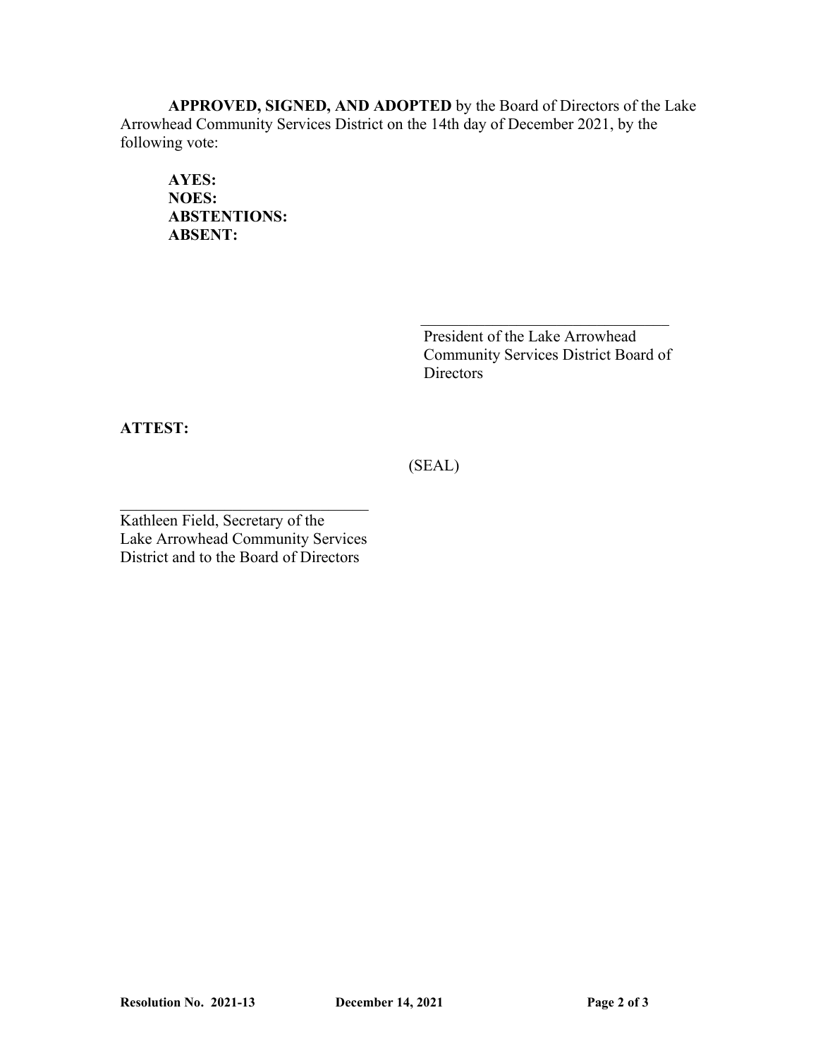**APPROVED, SIGNED, AND ADOPTED** by the Board of Directors of the Lake Arrowhead Community Services District on the 14th day of December 2021, by the following vote:

**AYES:**
**NOES:**
**ABSTENTIONS:**
**ABSENT:**

\_\_\_\_\_\_\_\_\_\_\_\_\_\_\_\_\_\_\_\_\_\_\_\_\_\_\_\_\_\_\_\_
President of the Lake Arrowhead Community Services District Board of Directors

**ATTEST:**

(SEAL)

\_\_\_\_\_\_\_\_\_\_\_\_\_\_\_\_\_\_\_\_\_\_\_\_\_\_\_\_\_\_\_\_
Kathleen Field, Secretary of the Lake Arrowhead Community Services District and to the Board of Directors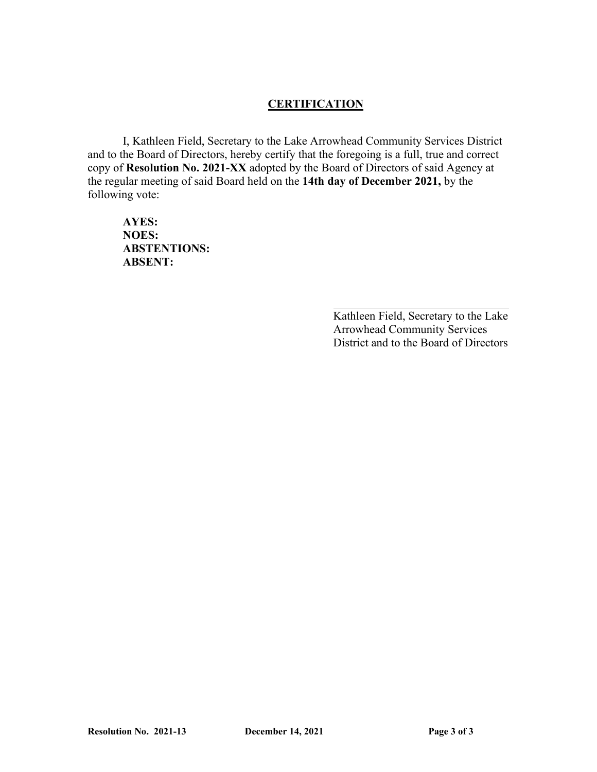## **CERTIFICATION**

I, Kathleen Field, Secretary to the Lake Arrowhead Community Services District and to the Board of Directors, hereby certify that the foregoing is a full, true and correct copy of **Resolution No. 2021-XX** adopted by the Board of Directors of said Agency at the regular meeting of said Board held on the **14th day of December 2021,** by the following vote:

**AYES:**
**NOES:**
**ABSTENTIONS:**
**ABSENT:**

\_\_\_\_\_\_\_\_\_\_\_\_\_\_\_\_\_\_\_\_\_\_\_\_\_\_\_\_\_\_
Kathleen Field, Secretary to the Lake Arrowhead Community Services District and to the Board of Directors